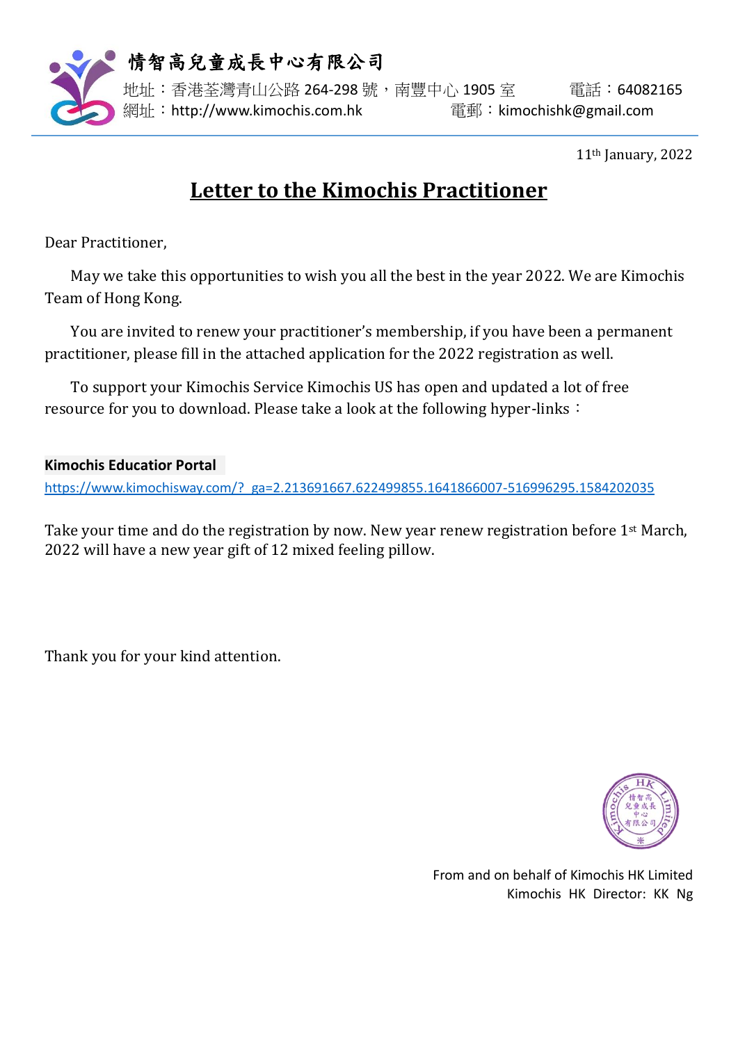**情智高兒童成長中心有限公司**

地址：香港荃灣青山公路 264-298 號，南豐中心 1905 室　　電話：64082165

網址：http://www.kimochis.com.hk　　電郵：kimochishk@gmail.com

11th January, 2022

# Letter to the Kimochis Practitioner

Dear Practitioner,

May we take this opportunities to wish you all the best in the year 2022. We are Kimochis Team of Hong Kong.

You are invited to renew your practitioner's membership, if you have been a permanent practitioner, please fill in the attached application for the 2022 registration as well.

To support your Kimochis Service Kimochis US has open and updated a lot of free resource for you to download. Please take a look at the following hyper-links：

**Kimochis Educatior Portal**

https://www.kimochisway.com/?_ga=2.213691667.622499855.1641866007-516996295.1584202035

Take your time and do the registration by now. New year renew registration before 1st March, 2022 will have a new year gift of 12 mixed feeling pillow.

Thank you for your kind attention.

From and on behalf of Kimochis HK Limited

Kimochis HK Director: KK Ng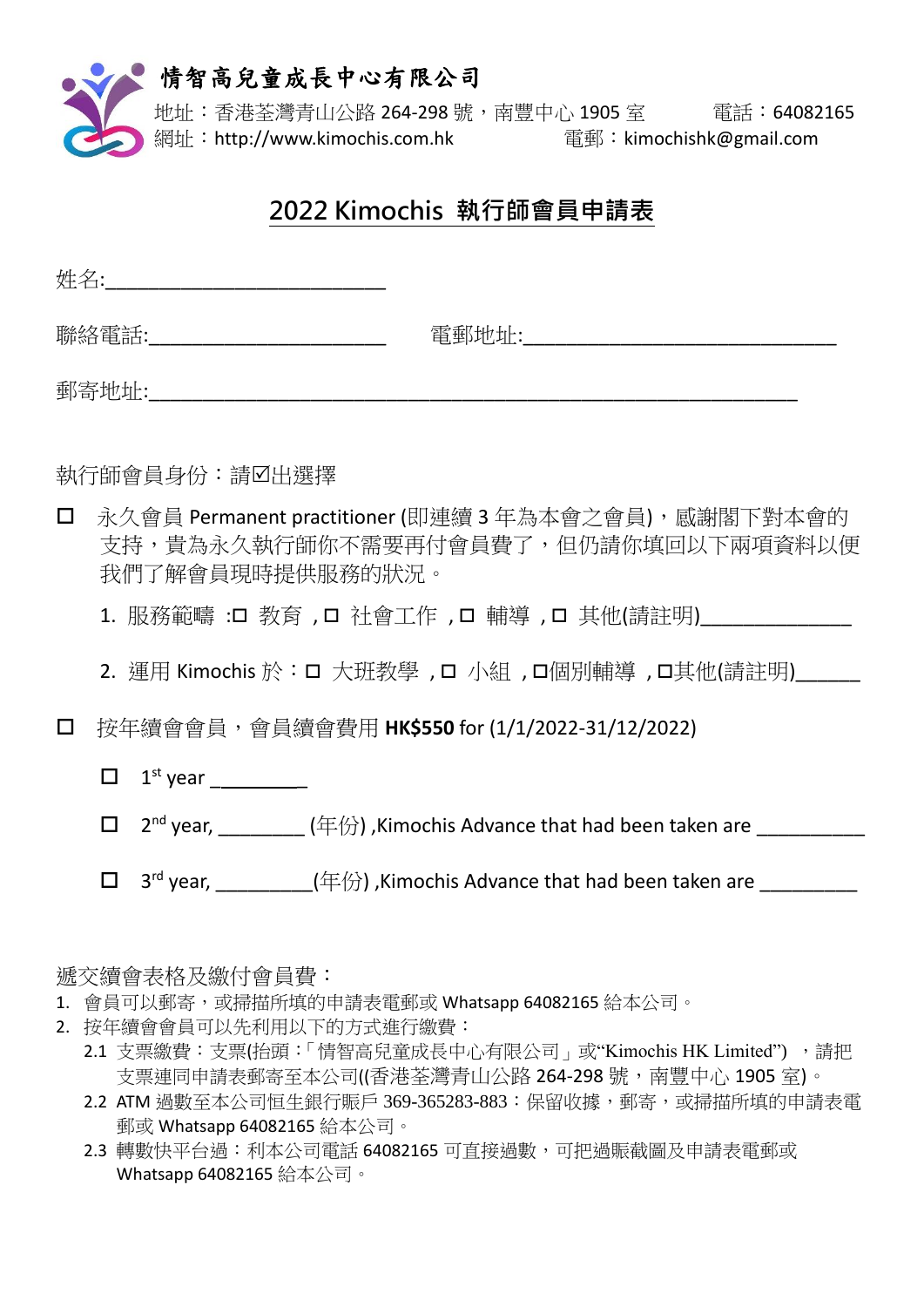**情智高兒童成長中心有限公司**

地址：香港荃灣青山公路 264-298 號，南豐中心 1905 室　　電話：64082165
網址：http://www.kimochis.com.hk　　電郵：kimochishk@gmail.com

# 2022 Kimochis 執行師會員申請表

姓名:_________________________

聯絡電話:_____________________　　電郵地址:____________________________

郵寄地址:__________________________________________________________

執行師會員身份：請☑出選擇

☐ 永久會員 Permanent practitioner (即連續 3 年為本會之會員)，感謝閣下對本會的支持，貴為永久執行師你不需要再付會員費了，但仍請你填回以下兩項資料以便我們了解會員現時提供服務的狀況。

1. 服務範疇 :☐ 教育 ，☐ 社會工作 ，☐ 輔導 ，☐ 其他(請註明)______________
2. 運用 Kimochis 於：☐ 大班教學 ，☐ 小組 ，☐個別輔導 ，☐其他(請註明)______

☐ 按年續會會員，會員續會費用 **HK$550** for (1/1/2022-31/12/2022)

- ☐ 1st year _________
- ☐ 2nd year, ________ (年份) ,Kimochis Advance that had been taken are __________
- ☐ 3rd year, _________(年份) ,Kimochis Advance that had been taken are _________

遞交續會表格及繳付會員費：

1. 會員可以郵寄，或掃描所填的申請表電郵或 Whatsapp 64082165 給本公司。
2. 按年續會會員可以先利用以下的方式進行繳費：
   - 2.1 支票繳費：支票(抬頭：「情智高兒童成長中心有限公司」或“Kimochis HK Limited”) ，請把支票連同申請表郵寄至本公司((香港荃灣青山公路 264-298 號，南豐中心 1905 室)。
   - 2.2 ATM 過數至本公司恒生銀行賬戶 369-365283-883：保留收據，郵寄，或掃描所填的申請表電郵或 Whatsapp 64082165 給本公司。
   - 2.3 轉數快平台過：利本公司電話 64082165 可直接過數，可把過賬截圖及申請表電郵或 Whatsapp 64082165 給本公司。